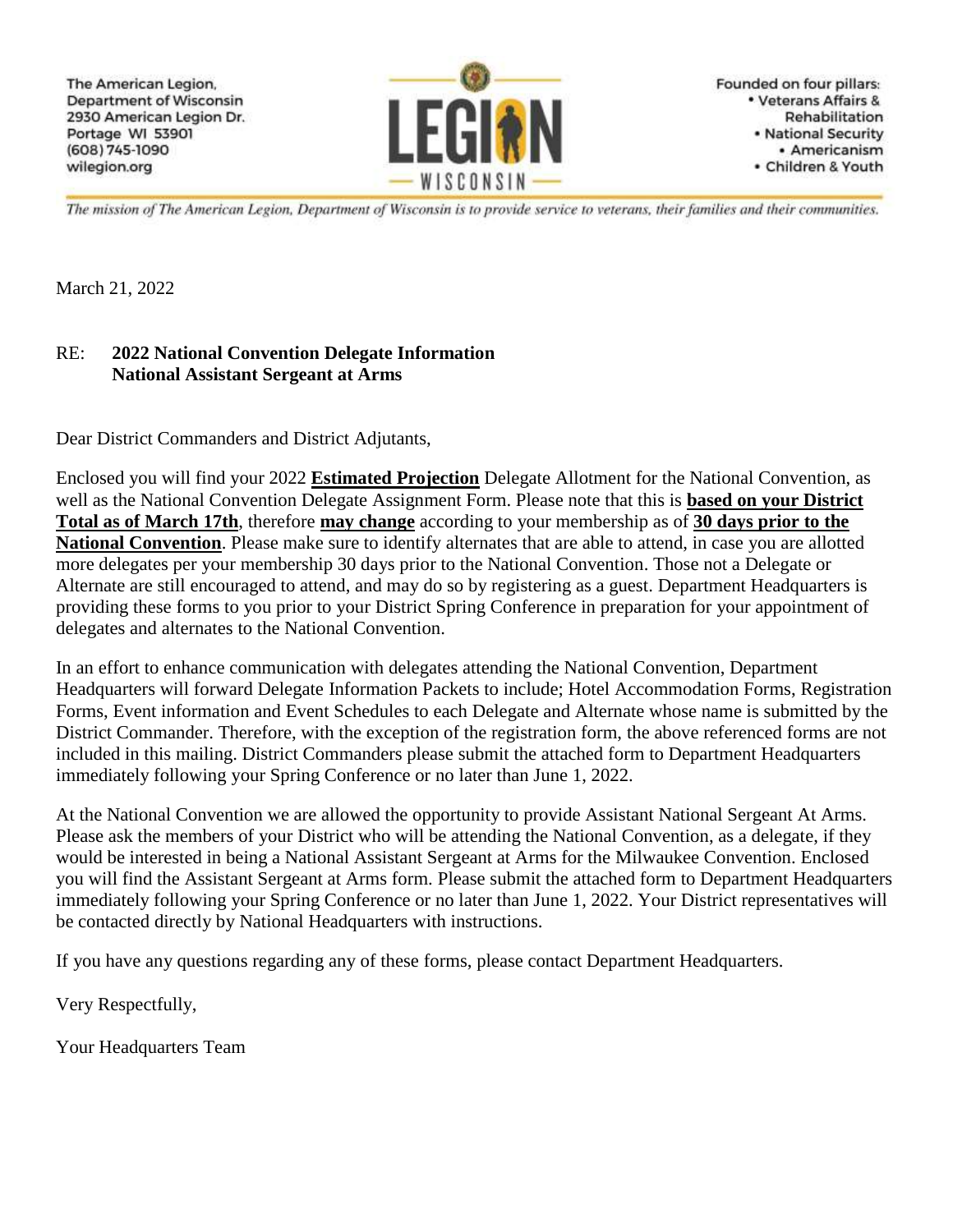The American Legion,
Department of Wisconsin
2930 American Legion Dr.
Portage WI 53901
(608) 745-1090
wilegion.org

LEGION
WISCONSIN

Founded on four pillars:
- Veterans Affairs & Rehabilitation
- National Security
- Americanism
- Children & Youth

*The mission of The American Legion, Department of Wisconsin is to provide service to veterans, their families and their communities.*

March 21, 2022

RE: **2022 National Convention Delegate Information**
**National Assistant Sergeant at Arms**

Dear District Commanders and District Adjutants,

Enclosed you will find your 2022 **Estimated Projection** Delegate Allotment for the National Convention, as well as the National Convention Delegate Assignment Form. Please note that this is **based on your District Total as of March 17th**, therefore **may change** according to your membership as of **30 days prior to the National Convention**. Please make sure to identify alternates that are able to attend, in case you are allotted more delegates per your membership 30 days prior to the National Convention. Those not a Delegate or Alternate are still encouraged to attend, and may do so by registering as a guest. Department Headquarters is providing these forms to you prior to your District Spring Conference in preparation for your appointment of delegates and alternates to the National Convention.

In an effort to enhance communication with delegates attending the National Convention, Department Headquarters will forward Delegate Information Packets to include; Hotel Accommodation Forms, Registration Forms, Event information and Event Schedules to each Delegate and Alternate whose name is submitted by the District Commander. Therefore, with the exception of the registration form, the above referenced forms are not included in this mailing. District Commanders please submit the attached form to Department Headquarters immediately following your Spring Conference or no later than June 1, 2022.

At the National Convention we are allowed the opportunity to provide Assistant National Sergeant At Arms. Please ask the members of your District who will be attending the National Convention, as a delegate, if they would be interested in being a National Assistant Sergeant at Arms for the Milwaukee Convention. Enclosed you will find the Assistant Sergeant at Arms form. Please submit the attached form to Department Headquarters immediately following your Spring Conference or no later than June 1, 2022. Your District representatives will be contacted directly by National Headquarters with instructions.

If you have any questions regarding any of these forms, please contact Department Headquarters.

Very Respectfully,

Your Headquarters Team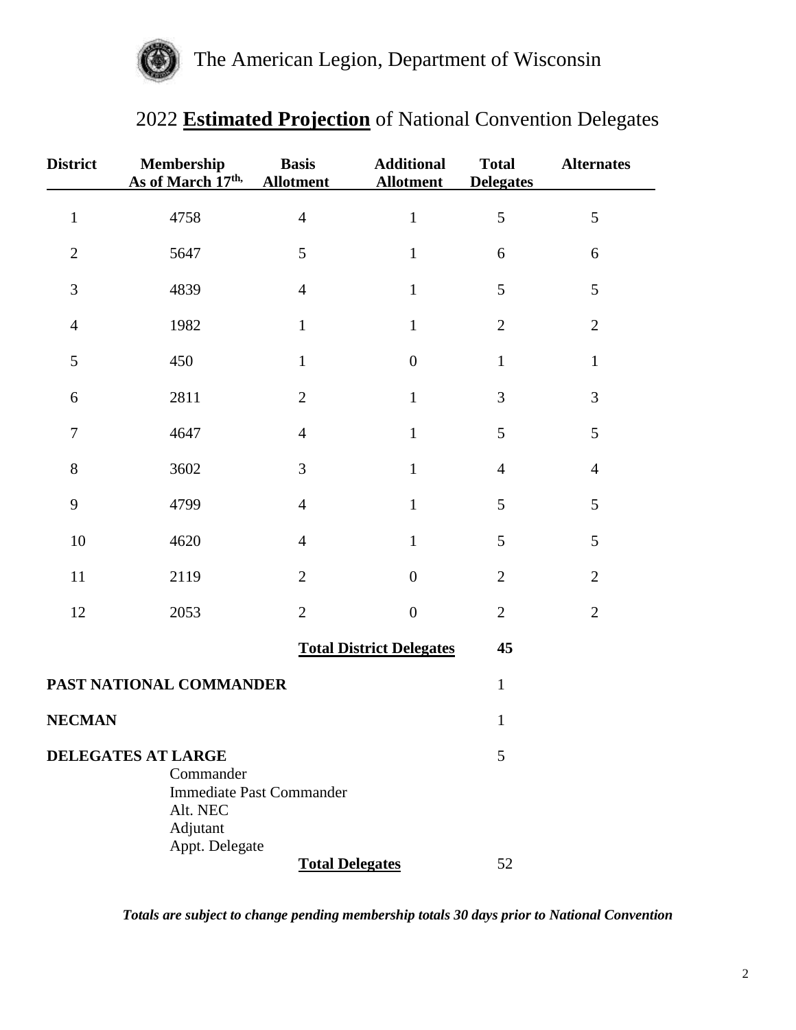# The American Legion, Department of Wisconsin

## 2022 **Estimated Projection** of National Convention Delegates

| District | Membership As of March 17th, | Basis Allotment | Additional Allotment | Total Delegates | Alternates |
|---|---|---|---|---|---|
| 1 | 4758 | 4 | 1 | 5 | 5 |
| 2 | 5647 | 5 | 1 | 6 | 6 |
| 3 | 4839 | 4 | 1 | 5 | 5 |
| 4 | 1982 | 1 | 1 | 2 | 2 |
| 5 | 450 | 1 | 0 | 1 | 1 |
| 6 | 2811 | 2 | 1 | 3 | 3 |
| 7 | 4647 | 4 | 1 | 5 | 5 |
| 8 | 3602 | 3 | 1 | 4 | 4 |
| 9 | 4799 | 4 | 1 | 5 | 5 |
| 10 | 4620 | 4 | 1 | 5 | 5 |
| 11 | 2119 | 2 | 0 | 2 | 2 |
| 12 | 2053 | 2 | 0 | 2 | 2 |
| | | **Total District Delegates** | | **45** | |

**PAST NATIONAL COMMANDER** — 1

**NECMAN** — 1

**DELEGATES AT LARGE** — 5

- Commander
- Immediate Past Commander
- Alt. NEC
- Adjutant
- Appt. Delegate

**Total Delegates** — 52

***Totals are subject to change pending membership totals 30 days prior to National Convention***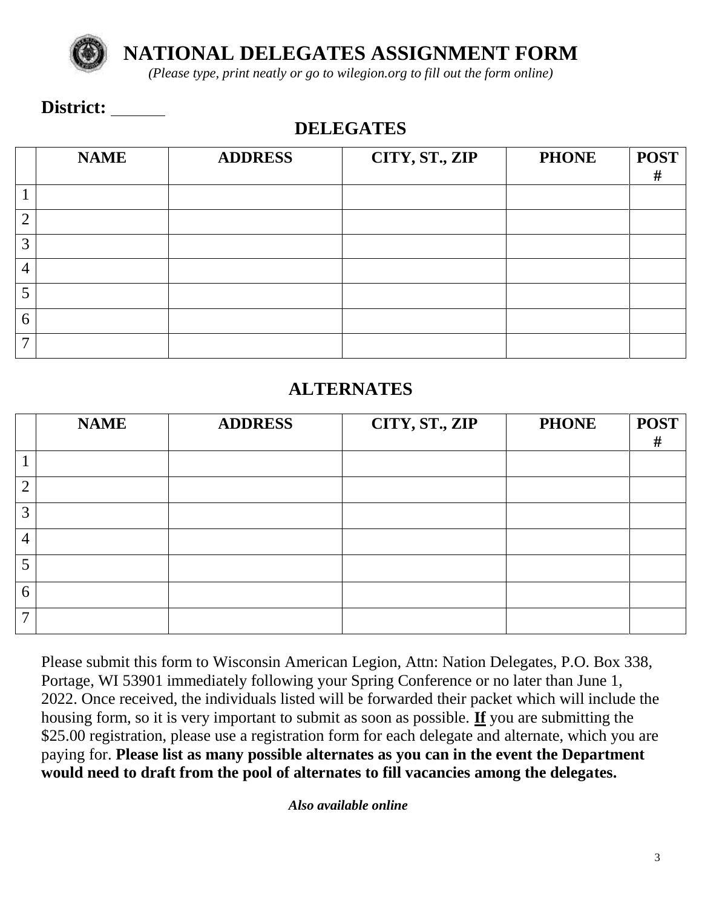# NATIONAL DELEGATES ASSIGNMENT FORM

*(Please type, print neatly or go to wilegion.org to fill out the form online)*

**District:** ______

## DELEGATES

| | NAME | ADDRESS | CITY, ST., ZIP | PHONE | POST # |
|---|---|---|---|---|---|
| 1 | | | | | |
| 2 | | | | | |
| 3 | | | | | |
| 4 | | | | | |
| 5 | | | | | |
| 6 | | | | | |
| 7 | | | | | |

## ALTERNATES

| | NAME | ADDRESS | CITY, ST., ZIP | PHONE | POST # |
|---|---|---|---|---|---|
| 1 | | | | | |
| 2 | | | | | |
| 3 | | | | | |
| 4 | | | | | |
| 5 | | | | | |
| 6 | | | | | |
| 7 | | | | | |

Please submit this form to Wisconsin American Legion, Attn: Nation Delegates, P.O. Box 338, Portage, WI 53901 immediately following your Spring Conference or no later than June 1, 2022. Once received, the individuals listed will be forwarded their packet which will include the housing form, so it is very important to submit as soon as possible. **If** you are submitting the $25.00 registration, please use a registration form for each delegate and alternate, which you are paying for. **Please list as many possible alternates as you can in the event the Department would need to draft from the pool of alternates to fill vacancies among the delegates.**

***Also available online***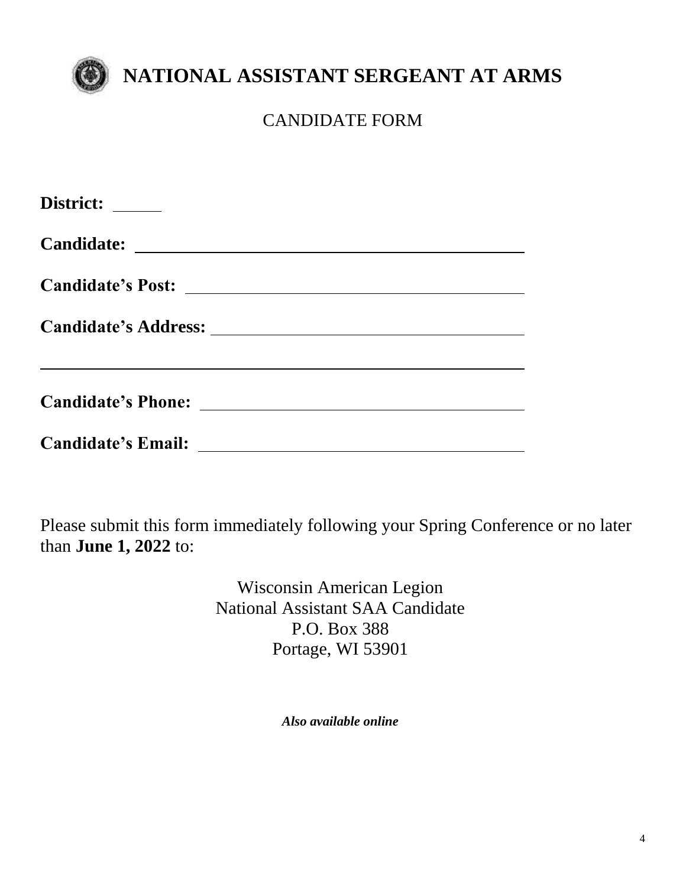# NATIONAL ASSISTANT SERGEANT AT ARMS

CANDIDATE FORM

**District:** ______

**Candidate:** ____________________________________________

**Candidate's Post:** ____________________________________________

**Candidate's Address:** ____________________________________________

____________________________________________________________

**Candidate's Phone:** ____________________________________________

**Candidate's Email:** ____________________________________________

Please submit this form immediately following your Spring Conference or no later than **June 1, 2022** to:

Wisconsin American Legion
National Assistant SAA Candidate
P.O. Box 388
Portage, WI 53901

***Also available online***